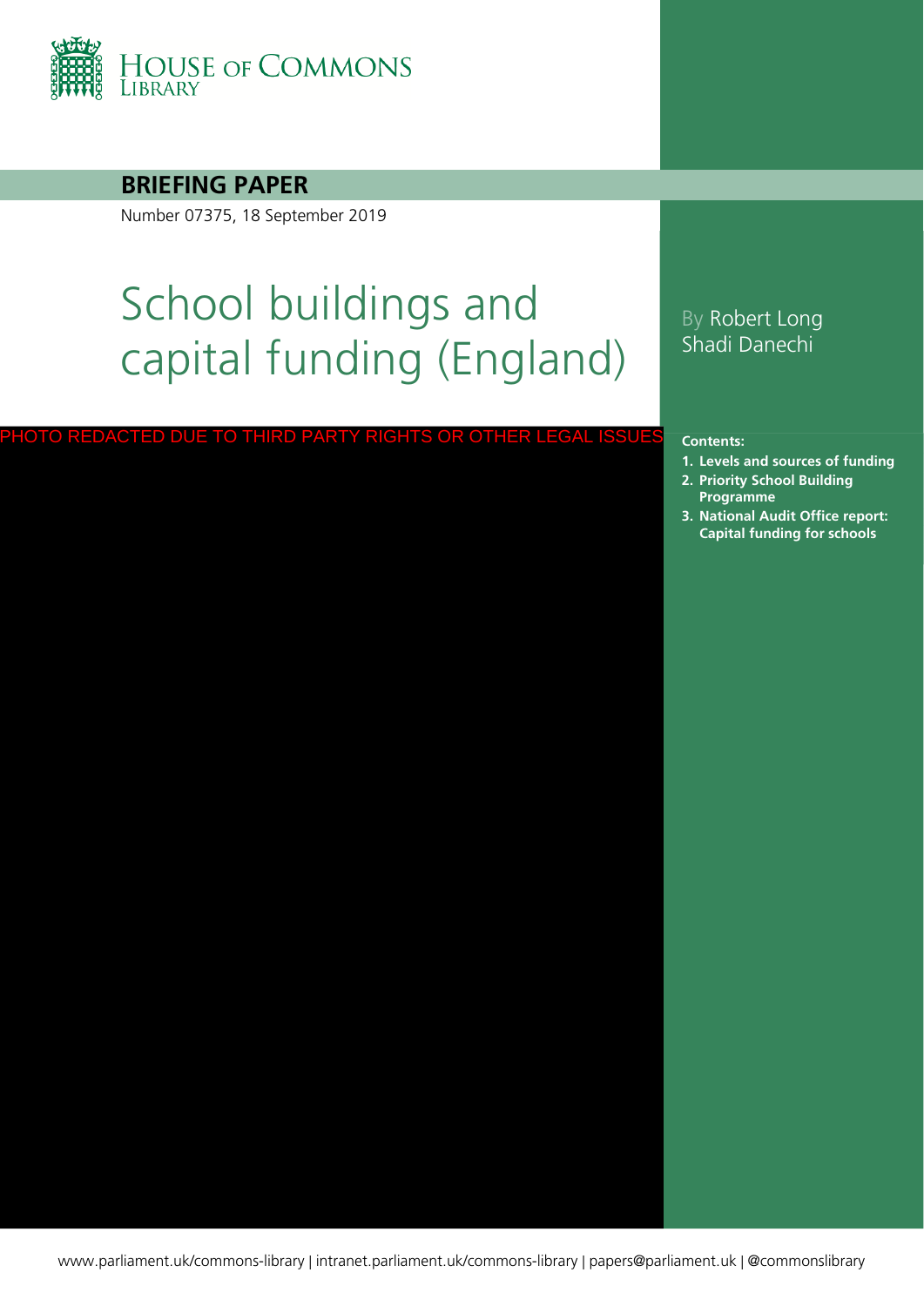HOUSE OF COMMONS LIBRARY

**BRIEFING PAPER**

Number 07375, 18 September 2019

# School buildings and capital funding (England)

By Robert Long
Shadi Danechi

PHOTO REDACTED DUE TO THIRD PARTY RIGHTS OR OTHER LEGAL ISSUES

**Contents:**

1. **Levels and sources of funding**
2. **Priority School Building Programme**
3. **National Audit Office report: Capital funding for schools**

www.parliament.uk/commons-library | intranet.parliament.uk/commons-library | papers@parliament.uk | @commonslibrary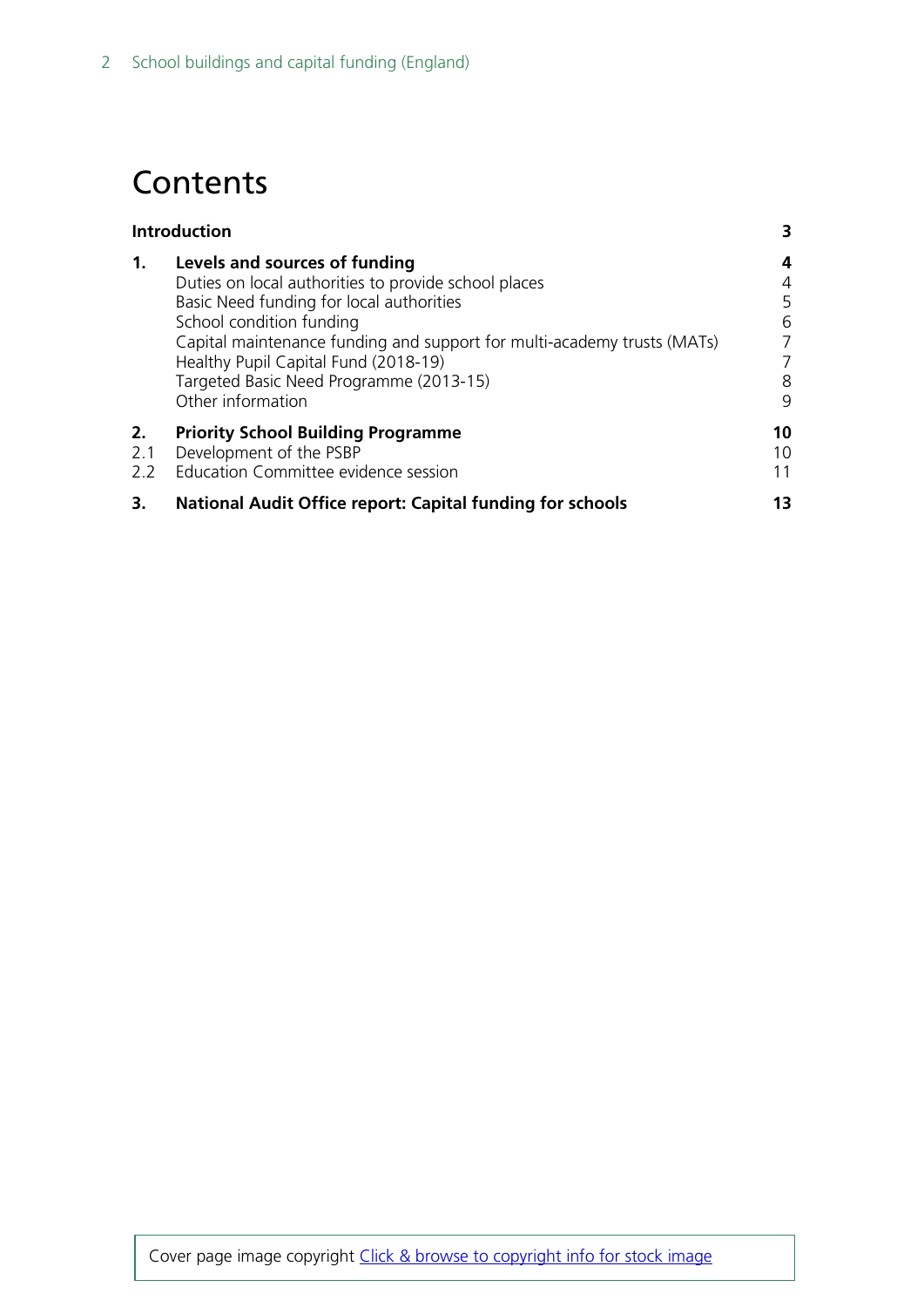# Contents

| | | |
|---|---|---|
| **Introduction** | | **3** |
| **1.** | **Levels and sources of funding** | **4** |
| | Duties on local authorities to provide school places | 4 |
| | Basic Need funding for local authorities | 5 |
| | School condition funding | 6 |
| | Capital maintenance funding and support for multi-academy trusts (MATs) | 7 |
| | Healthy Pupil Capital Fund (2018-19) | 7 |
| | Targeted Basic Need Programme (2013-15) | 8 |
| | Other information | 9 |
| **2.** | **Priority School Building Programme** | **10** |
| 2.1 | Development of the PSBP | 10 |
| 2.2 | Education Committee evidence session | 11 |
| **3.** | **National Audit Office report: Capital funding for schools** | **13** |

Cover page image copyright Click & browse to copyright info for stock image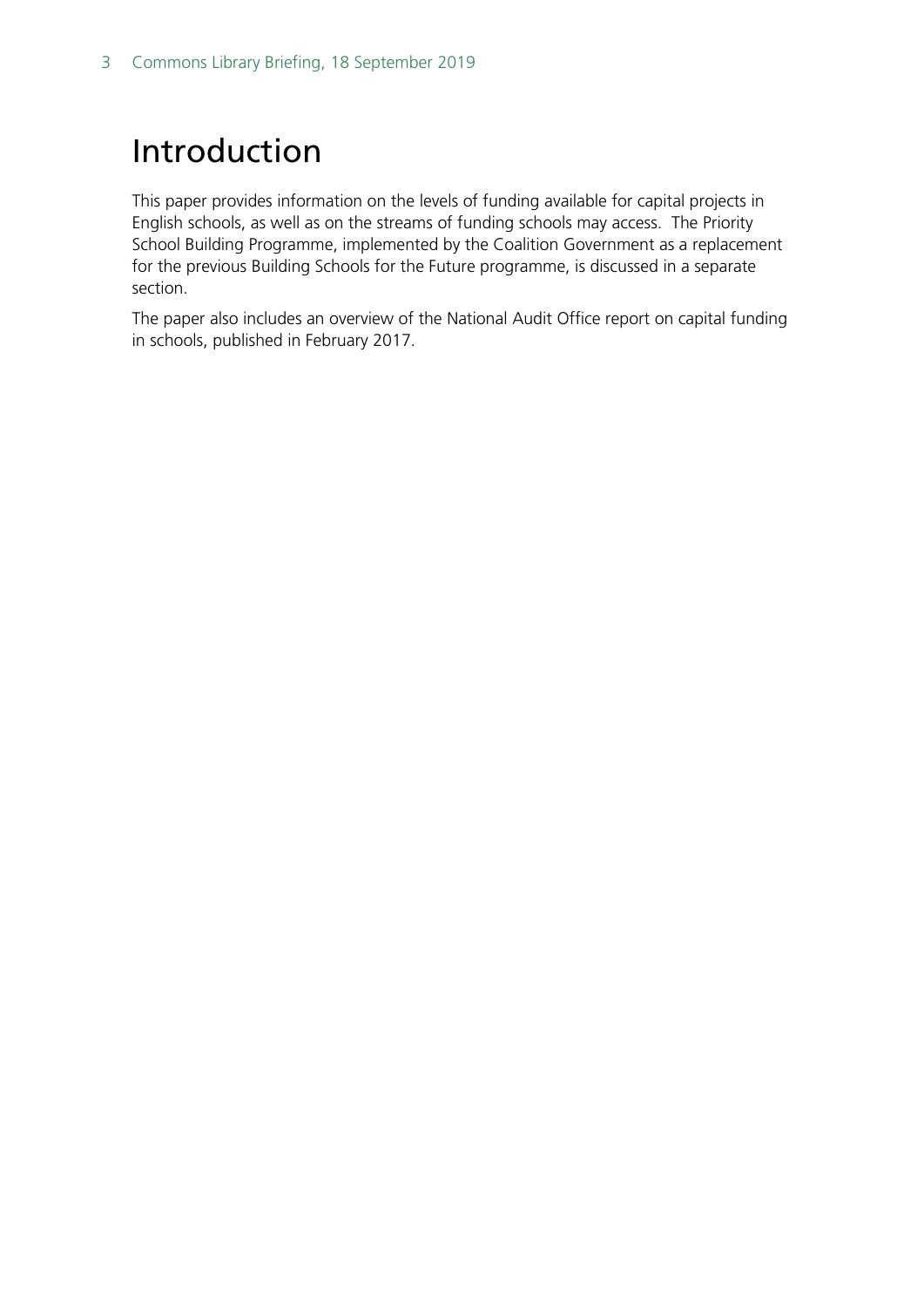# Introduction

This paper provides information on the levels of funding available for capital projects in English schools, as well as on the streams of funding schools may access. The Priority School Building Programme, implemented by the Coalition Government as a replacement for the previous Building Schools for the Future programme, is discussed in a separate section.

The paper also includes an overview of the National Audit Office report on capital funding in schools, published in February 2017.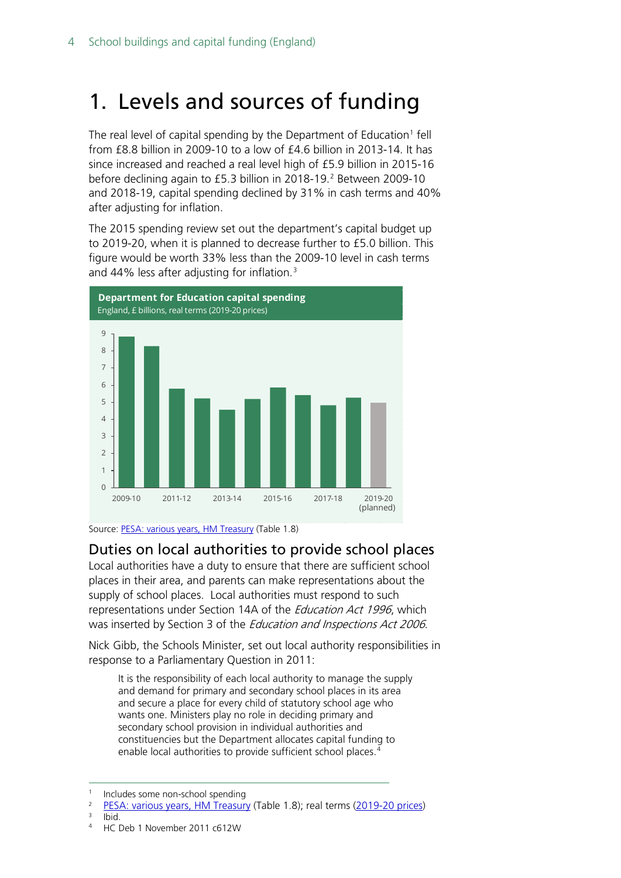# 1. Levels and sources of funding

The real level of capital spending by the Department of Education[1] fell from £8.8 billion in 2009-10 to a low of £4.6 billion in 2013-14. It has since increased and reached a real level high of £5.9 billion in 2015-16 before declining again to £5.3 billion in 2018-19.[2] Between 2009-10 and 2018-19, capital spending declined by 31% in cash terms and 40% after adjusting for inflation.

The 2015 spending review set out the department's capital budget up to 2019-20, when it is planned to decrease further to £5.0 billion. This figure would be worth 33% less than the 2009-10 level in cash terms and 44% less after adjusting for inflation.[3]

**Department for Education capital spending**
England, £ billions, real terms (2019-20 prices)

Source: PESA: various years, HM Treasury (Table 1.8)

## Duties on local authorities to provide school places

Local authorities have a duty to ensure that there are sufficient school places in their area, and parents can make representations about the supply of school places. Local authorities must respond to such representations under Section 14A of the *Education Act 1996*, which was inserted by Section 3 of the *Education and Inspections Act 2006*.

Nick Gibb, the Schools Minister, set out local authority responsibilities in response to a Parliamentary Question in 2011:

> It is the responsibility of each local authority to manage the supply and demand for primary and secondary school places in its area and secure a place for every child of statutory school age who wants one. Ministers play no role in deciding primary and secondary school provision in individual authorities and constituencies but the Department allocates capital funding to enable local authorities to provide sufficient school places.[4]

---

1 Includes some non-school spending
2 PESA: various years, HM Treasury (Table 1.8); real terms (2019-20 prices)
3 Ibid.
4 HC Deb 1 November 2011 c612W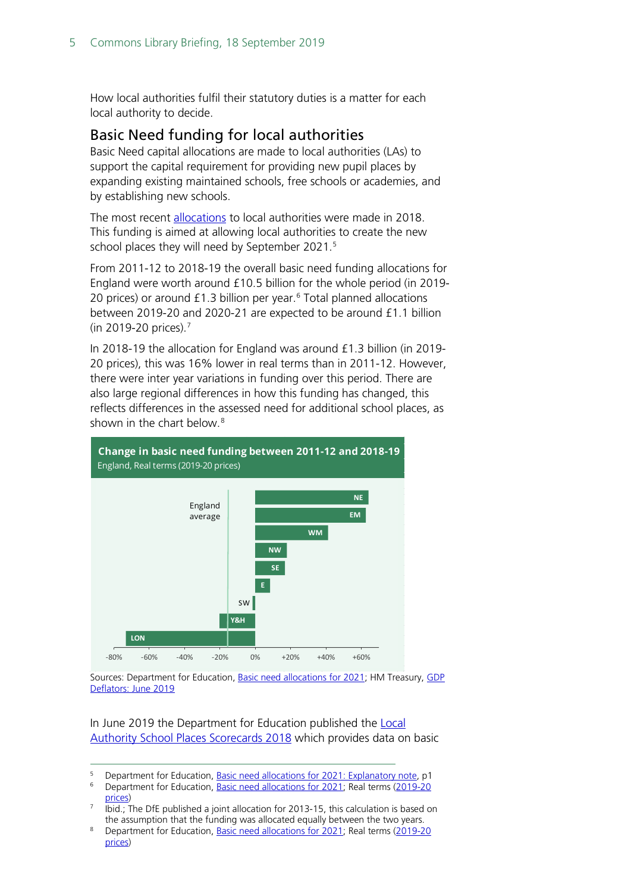How local authorities fulfil their statutory duties is a matter for each local authority to decide.

## Basic Need funding for local authorities

Basic Need capital allocations are made to local authorities (LAs) to support the capital requirement for providing new pupil places by expanding existing maintained schools, free schools or academies, and by establishing new schools.

The most recent allocations to local authorities were made in 2018. This funding is aimed at allowing local authorities to create the new school places they will need by September 2021.[5]

From 2011-12 to 2018-19 the overall basic need funding allocations for England were worth around £10.5 billion for the whole period (in 2019-20 prices) or around £1.3 billion per year.[6] Total planned allocations between 2019-20 and 2020-21 are expected to be around £1.1 billion (in 2019-20 prices).[7]

In 2018-19 the allocation for England was around £1.3 billion (in 2019-20 prices), this was 16% lower in real terms than in 2011-12. However, there were inter year variations in funding over this period. There are also large regional differences in how this funding has changed, this reflects differences in the assessed need for additional school places, as shown in the chart below.[8]

**Change in basic need funding between 2011-12 and 2018-19**
England, Real terms (2019-20 prices)

(Chart: bar chart by region — NE, EM, WM, NW, SE, E, SW, Y&H, LON — with England average marked; x-axis from -80% to +60%)

Sources: Department for Education, Basic need allocations for 2021; HM Treasury, GDP Deflators: June 2019

In June 2019 the Department for Education published the Local Authority School Places Scorecards 2018 which provides data on basic

---

[5] Department for Education, Basic need allocations for 2021: Explanatory note, p1

[6] Department for Education, Basic need allocations for 2021; Real terms (2019-20 prices)

[7] Ibid.; The DfE published a joint allocation for 2013-15, this calculation is based on the assumption that the funding was allocated equally between the two years.

[8] Department for Education, Basic need allocations for 2021; Real terms (2019-20 prices)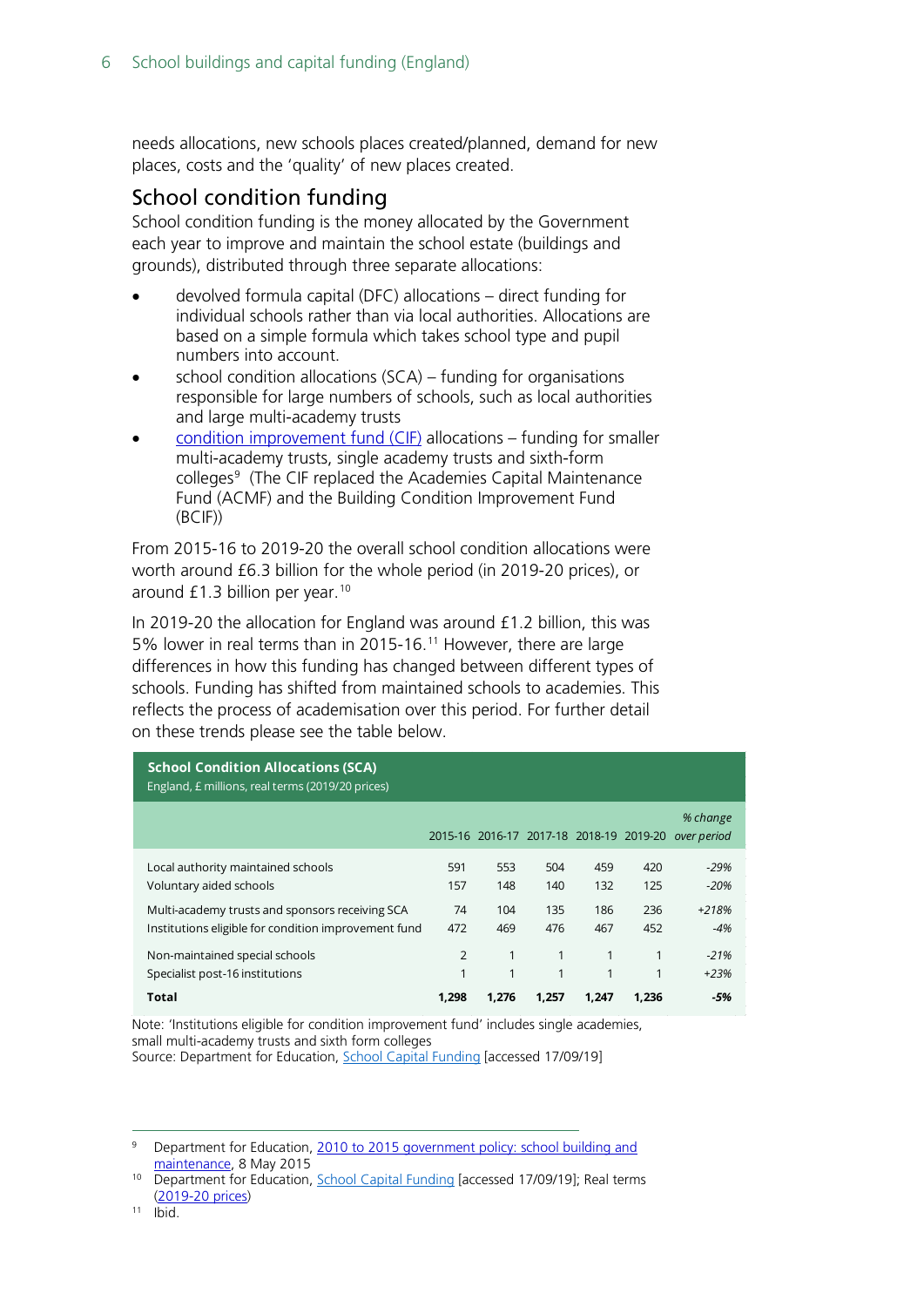needs allocations, new schools places created/planned, demand for new places, costs and the 'quality' of new places created.

## School condition funding

School condition funding is the money allocated by the Government each year to improve and maintain the school estate (buildings and grounds), distributed through three separate allocations:

- devolved formula capital (DFC) allocations – direct funding for individual schools rather than via local authorities. Allocations are based on a simple formula which takes school type and pupil numbers into account.
- school condition allocations (SCA) – funding for organisations responsible for large numbers of schools, such as local authorities and large multi-academy trusts
- condition improvement fund (CIF) allocations – funding for smaller multi-academy trusts, single academy trusts and sixth-form colleges[9] (The CIF replaced the Academies Capital Maintenance Fund (ACMF) and the Building Condition Improvement Fund (BCIF))

From 2015-16 to 2019-20 the overall school condition allocations were worth around £6.3 billion for the whole period (in 2019-20 prices), or around £1.3 billion per year.[10]

In 2019-20 the allocation for England was around £1.2 billion, this was 5% lower in real terms than in 2015-16.[11] However, there are large differences in how this funding has changed between different types of schools. Funding has shifted from maintained schools to academies. This reflects the process of academisation over this period. For further detail on these trends please see the table below.

**School Condition Allocations (SCA)**
England, £ millions, real terms (2019/20 prices)

| | 2015-16 | 2016-17 | 2017-18 | 2018-19 | 2019-20 | *% change over period* |
|---|---|---|---|---|---|---|
| Local authority maintained schools | 591 | 553 | 504 | 459 | 420 | *-29%* |
| Voluntary aided schools | 157 | 148 | 140 | 132 | 125 | *-20%* |
| Multi-academy trusts and sponsors receiving SCA | 74 | 104 | 135 | 186 | 236 | *+218%* |
| Institutions eligible for condition improvement fund | 472 | 469 | 476 | 467 | 452 | *-4%* |
| Non-maintained special schools | 2 | 1 | 1 | 1 | 1 | *-21%* |
| Specialist post-16 institutions | 1 | 1 | 1 | 1 | 1 | *+23%* |
| **Total** | **1,298** | **1,276** | **1,257** | **1,247** | **1,236** | ***-5%*** |

Note: 'Institutions eligible for condition improvement fund' includes single academies, small multi-academy trusts and sixth form colleges
Source: Department for Education, School Capital Funding [accessed 17/09/19]

---

[9] Department for Education, 2010 to 2015 government policy: school building and maintenance, 8 May 2015

[10] Department for Education, School Capital Funding [accessed 17/09/19]; Real terms (2019-20 prices)

[11] Ibid.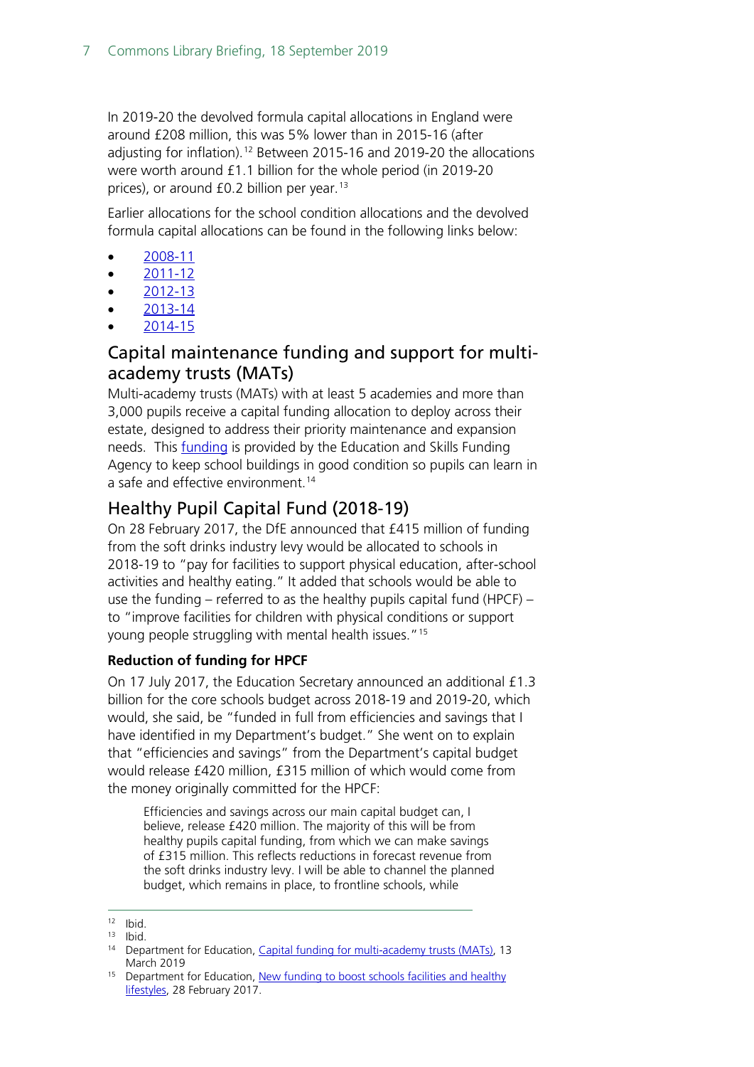In 2019-20 the devolved formula capital allocations in England were around £208 million, this was 5% lower than in 2015-16 (after adjusting for inflation).[12] Between 2015-16 and 2019-20 the allocations were worth around £1.1 billion for the whole period (in 2019-20 prices), or around £0.2 billion per year.[13]

Earlier allocations for the school condition allocations and the devolved formula capital allocations can be found in the following links below:

- 2008-11
- 2011-12
- 2012-13
- 2013-14
- 2014-15

## Capital maintenance funding and support for multi-academy trusts (MATs)

Multi-academy trusts (MATs) with at least 5 academies and more than 3,000 pupils receive a capital funding allocation to deploy across their estate, designed to address their priority maintenance and expansion needs. This funding is provided by the Education and Skills Funding Agency to keep school buildings in good condition so pupils can learn in a safe and effective environment.[14]

## Healthy Pupil Capital Fund (2018-19)

On 28 February 2017, the DfE announced that £415 million of funding from the soft drinks industry levy would be allocated to schools in 2018-19 to "pay for facilities to support physical education, after-school activities and healthy eating." It added that schools would be able to use the funding – referred to as the healthy pupils capital fund (HPCF) – to "improve facilities for children with physical conditions or support young people struggling with mental health issues."[15]

### Reduction of funding for HPCF

On 17 July 2017, the Education Secretary announced an additional £1.3 billion for the core schools budget across 2018-19 and 2019-20, which would, she said, be "funded in full from efficiencies and savings that I have identified in my Department's budget." She went on to explain that "efficiencies and savings" from the Department's capital budget would release £420 million, £315 million of which would come from the money originally committed for the HPCF:

> Efficiencies and savings across our main capital budget can, I believe, release £420 million. The majority of this will be from healthy pupils capital funding, from which we can make savings of £315 million. This reflects reductions in forecast revenue from the soft drinks industry levy. I will be able to channel the planned budget, which remains in place, to frontline schools, while

---

[12] Ibid.
[13] Ibid.
[14] Department for Education, Capital funding for multi-academy trusts (MATs), 13 March 2019
[15] Department for Education, New funding to boost schools facilities and healthy lifestyles, 28 February 2017.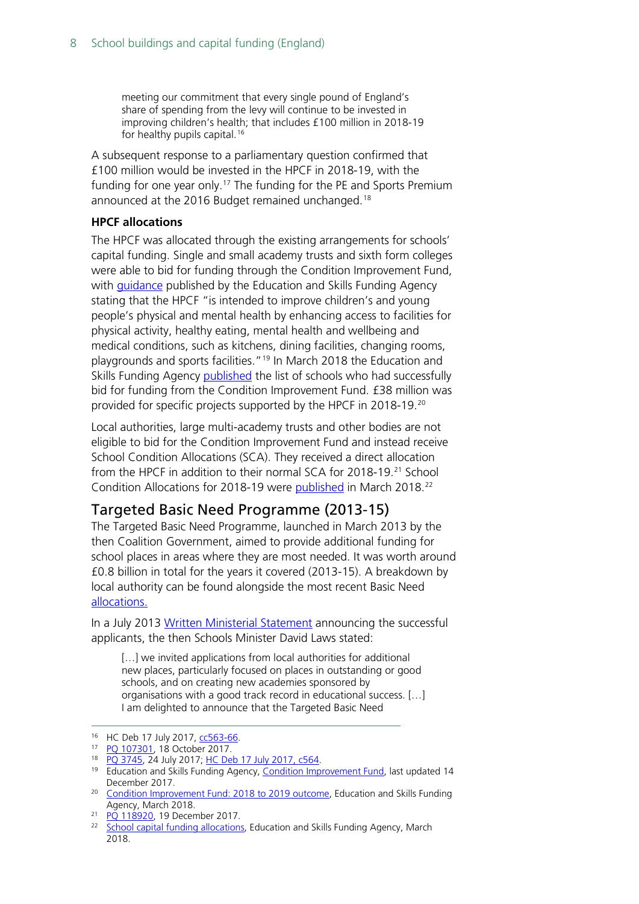> meeting our commitment that every single pound of England's share of spending from the levy will continue to be invested in improving children's health; that includes £100 million in 2018-19 for healthy pupils capital.[16]

A subsequent response to a parliamentary question confirmed that £100 million would be invested in the HPCF in 2018-19, with the funding for one year only.[17] The funding for the PE and Sports Premium announced at the 2016 Budget remained unchanged.[18]

**HPCF allocations**

The HPCF was allocated through the existing arrangements for schools' capital funding. Single and small academy trusts and sixth form colleges were able to bid for funding through the Condition Improvement Fund, with guidance published by the Education and Skills Funding Agency stating that the HPCF "is intended to improve children's and young people's physical and mental health by enhancing access to facilities for physical activity, healthy eating, mental health and wellbeing and medical conditions, such as kitchens, dining facilities, changing rooms, playgrounds and sports facilities."[19] In March 2018 the Education and Skills Funding Agency published the list of schools who had successfully bid for funding from the Condition Improvement Fund. £38 million was provided for specific projects supported by the HPCF in 2018-19.[20]

Local authorities, large multi-academy trusts and other bodies are not eligible to bid for the Condition Improvement Fund and instead receive School Condition Allocations (SCA). They received a direct allocation from the HPCF in addition to their normal SCA for 2018-19.[21] School Condition Allocations for 2018-19 were published in March 2018.[22]

## Targeted Basic Need Programme (2013-15)

The Targeted Basic Need Programme, launched in March 2013 by the then Coalition Government, aimed to provide additional funding for school places in areas where they are most needed. It was worth around £0.8 billion in total for the years it covered (2013-15). A breakdown by local authority can be found alongside the most recent Basic Need allocations.

In a July 2013 Written Ministerial Statement announcing the successful applicants, the then Schools Minister David Laws stated:

> […] we invited applications from local authorities for additional new places, particularly focused on places in outstanding or good schools, and on creating new academies sponsored by organisations with a good track record in educational success. […] I am delighted to announce that the Targeted Basic Need

---

[16] HC Deb 17 July 2017, cc563-66.

[17] PQ 107301, 18 October 2017.

[18] PQ 3745, 24 July 2017; HC Deb 17 July 2017, c564.

[19] Education and Skills Funding Agency, Condition Improvement Fund, last updated 14 December 2017.

[20] Condition Improvement Fund: 2018 to 2019 outcome, Education and Skills Funding Agency, March 2018.

[21] PQ 118920, 19 December 2017.

[22] School capital funding allocations, Education and Skills Funding Agency, March 2018.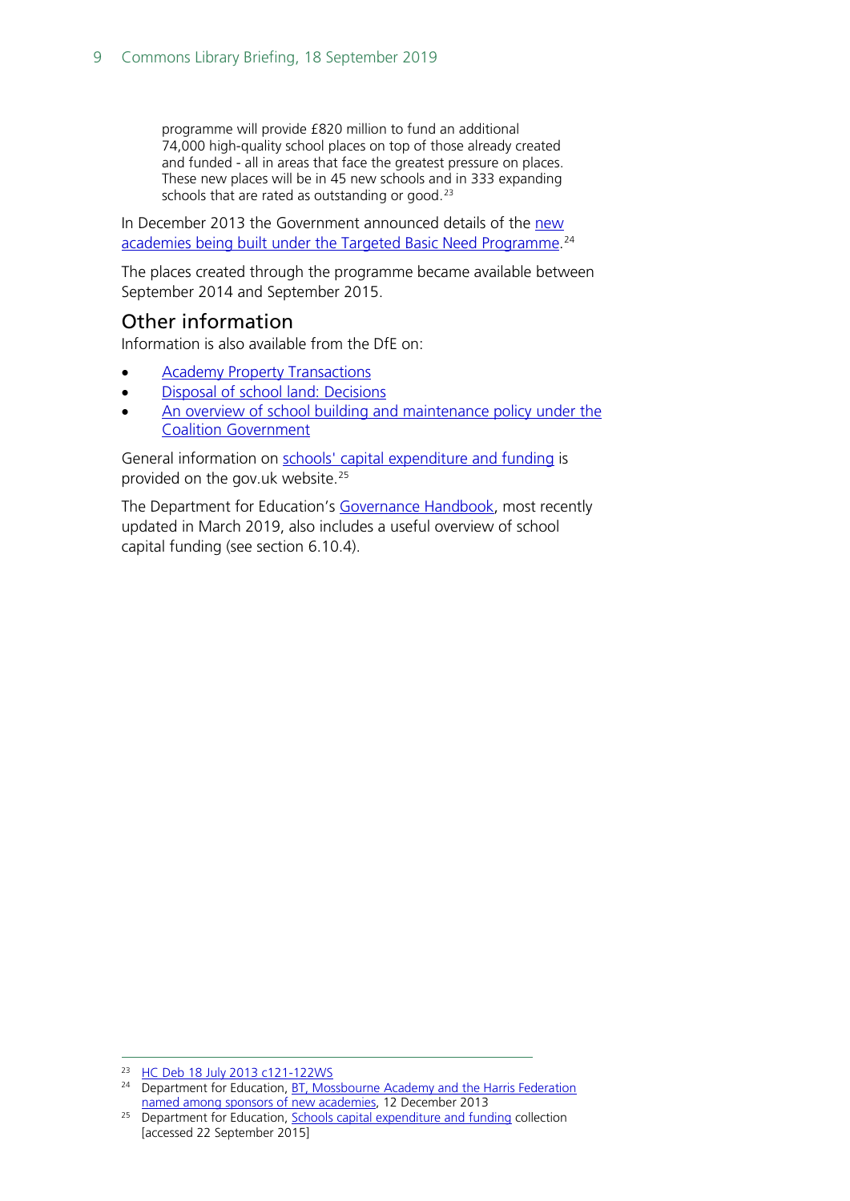> programme will provide £820 million to fund an additional 74,000 high-quality school places on top of those already created and funded - all in areas that face the greatest pressure on places. These new places will be in 45 new schools and in 333 expanding schools that are rated as outstanding or good.[23]

In December 2013 the Government announced details of the new academies being built under the Targeted Basic Need Programme.[24]

The places created through the programme became available between September 2014 and September 2015.

## Other information

Information is also available from the DfE on:

- Academy Property Transactions
- Disposal of school land: Decisions
- An overview of school building and maintenance policy under the Coalition Government

General information on schools' capital expenditure and funding is provided on the gov.uk website.[25]

The Department for Education's Governance Handbook, most recently updated in March 2019, also includes a useful overview of school capital funding (see section 6.10.4).

---

[23] HC Deb 18 July 2013 c121-122WS

[24] Department for Education, BT, Mossbourne Academy and the Harris Federation named among sponsors of new academies, 12 December 2013

[25] Department for Education, Schools capital expenditure and funding collection [accessed 22 September 2015]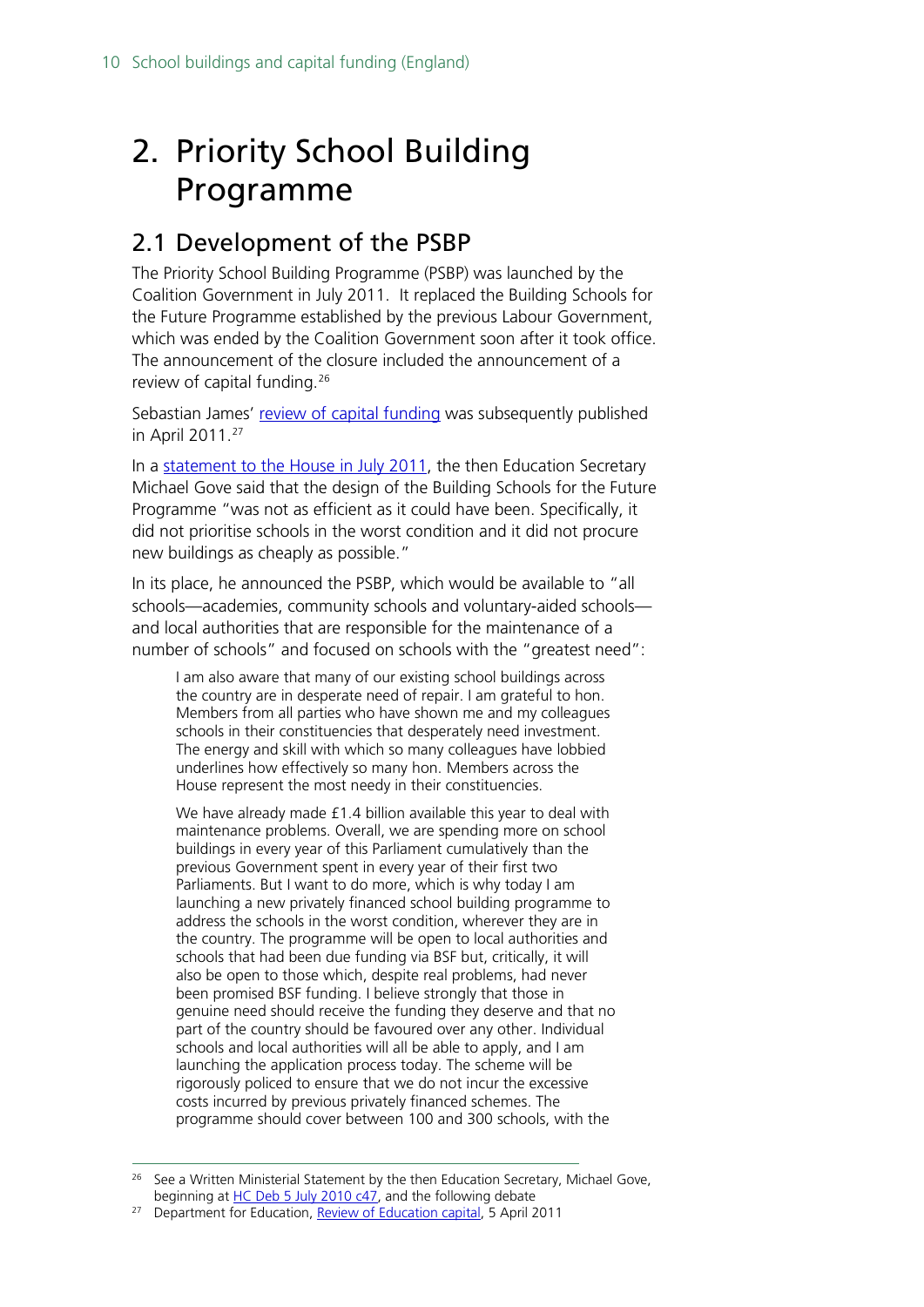# 2. Priority School Building Programme

## 2.1 Development of the PSBP

The Priority School Building Programme (PSBP) was launched by the Coalition Government in July 2011. It replaced the Building Schools for the Future Programme established by the previous Labour Government, which was ended by the Coalition Government soon after it took office. The announcement of the closure included the announcement of a review of capital funding.[26]

Sebastian James' review of capital funding was subsequently published in April 2011.[27]

In a statement to the House in July 2011, the then Education Secretary Michael Gove said that the design of the Building Schools for the Future Programme "was not as efficient as it could have been. Specifically, it did not prioritise schools in the worst condition and it did not procure new buildings as cheaply as possible."

In its place, he announced the PSBP, which would be available to "all schools—academies, community schools and voluntary-aided schools—and local authorities that are responsible for the maintenance of a number of schools" and focused on schools with the "greatest need":

> I am also aware that many of our existing school buildings across the country are in desperate need of repair. I am grateful to hon. Members from all parties who have shown me and my colleagues schools in their constituencies that desperately need investment. The energy and skill with which so many colleagues have lobbied underlines how effectively so many hon. Members across the House represent the most needy in their constituencies.
>
> We have already made £1.4 billion available this year to deal with maintenance problems. Overall, we are spending more on school buildings in every year of this Parliament cumulatively than the previous Government spent in every year of their first two Parliaments. But I want to do more, which is why today I am launching a new privately financed school building programme to address the schools in the worst condition, wherever they are in the country. The programme will be open to local authorities and schools that had been due funding via BSF but, critically, it will also be open to those which, despite real problems, had never been promised BSF funding. I believe strongly that those in genuine need should receive the funding they deserve and that no part of the country should be favoured over any other. Individual schools and local authorities will all be able to apply, and I am launching the application process today. The scheme will be rigorously policed to ensure that we do not incur the excessive costs incurred by previous privately financed schemes. The programme should cover between 100 and 300 schools, with the

---

[26] See a Written Ministerial Statement by the then Education Secretary, Michael Gove, beginning at HC Deb 5 July 2010 c47, and the following debate

[27] Department for Education, Review of Education capital, 5 April 2011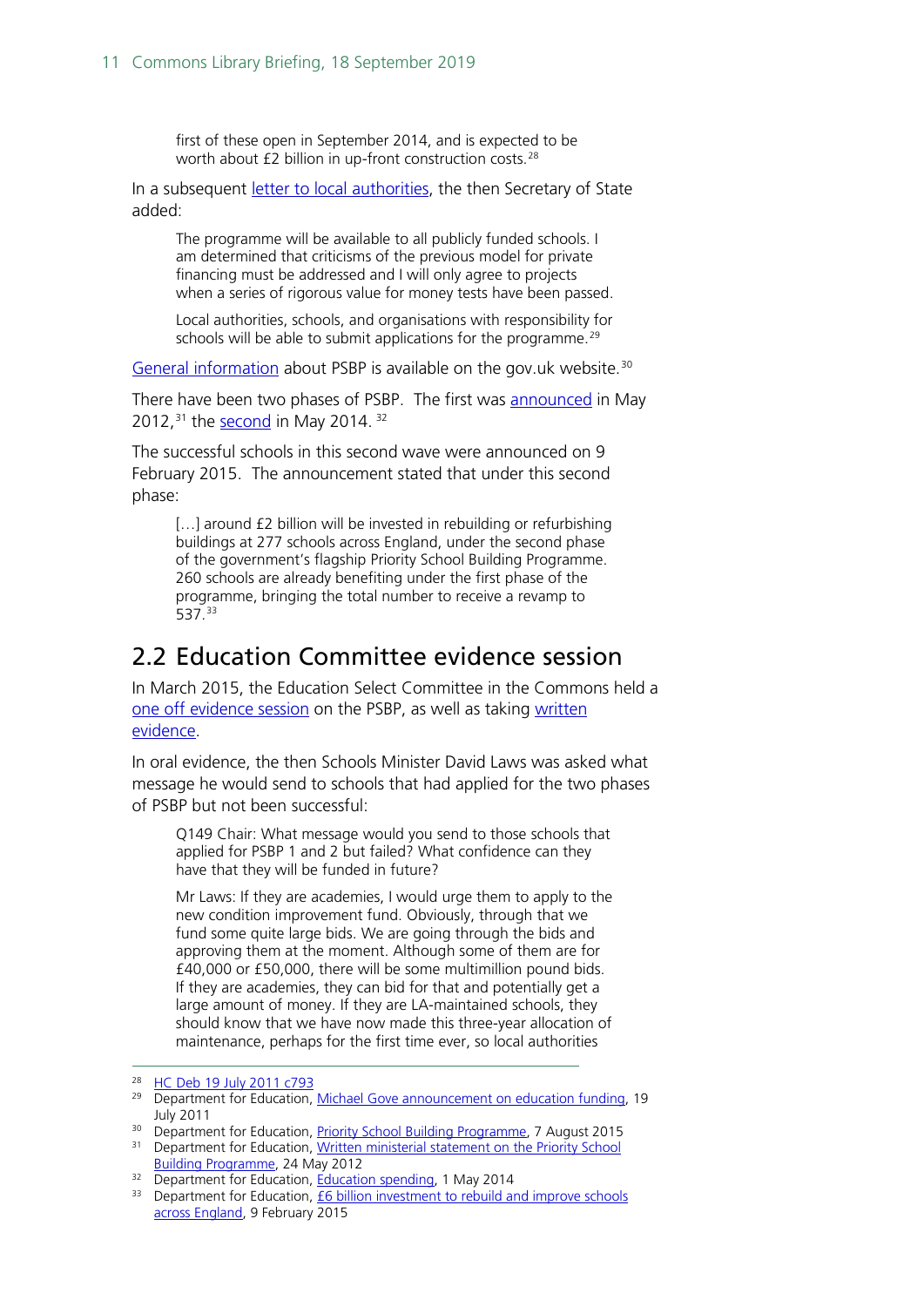> first of these open in September 2014, and is expected to be worth about £2 billion in up-front construction costs.[28]

In a subsequent letter to local authorities, the then Secretary of State added:

> The programme will be available to all publicly funded schools. I am determined that criticisms of the previous model for private financing must be addressed and I will only agree to projects when a series of rigorous value for money tests have been passed.
>
> Local authorities, schools, and organisations with responsibility for schools will be able to submit applications for the programme.[29]

General information about PSBP is available on the gov.uk website.[30]

There have been two phases of PSBP. The first was announced in May 2012,[31] the second in May 2014.[32]

The successful schools in this second wave were announced on 9 February 2015. The announcement stated that under this second phase:

> […] around £2 billion will be invested in rebuilding or refurbishing buildings at 277 schools across England, under the second phase of the government's flagship Priority School Building Programme. 260 schools are already benefiting under the first phase of the programme, bringing the total number to receive a revamp to 537.[33]

## 2.2 Education Committee evidence session

In March 2015, the Education Select Committee in the Commons held a one off evidence session on the PSBP, as well as taking written evidence.

In oral evidence, the then Schools Minister David Laws was asked what message he would send to schools that had applied for the two phases of PSBP but not been successful:

> Q149 Chair: What message would you send to those schools that applied for PSBP 1 and 2 but failed? What confidence can they have that they will be funded in future?
>
> Mr Laws: If they are academies, I would urge them to apply to the new condition improvement fund. Obviously, through that we fund some quite large bids. We are going through the bids and approving them at the moment. Although some of them are for £40,000 or £50,000, there will be some multimillion pound bids. If they are academies, they can bid for that and potentially get a large amount of money. If they are LA-maintained schools, they should know that we have now made this three-year allocation of maintenance, perhaps for the first time ever, so local authorities

---

28 HC Deb 19 July 2011 c793

29 Department for Education, Michael Gove announcement on education funding, 19 July 2011

30 Department for Education, Priority School Building Programme, 7 August 2015

31 Department for Education, Written ministerial statement on the Priority School Building Programme, 24 May 2012

32 Department for Education, Education spending, 1 May 2014

33 Department for Education, £6 billion investment to rebuild and improve schools across England, 9 February 2015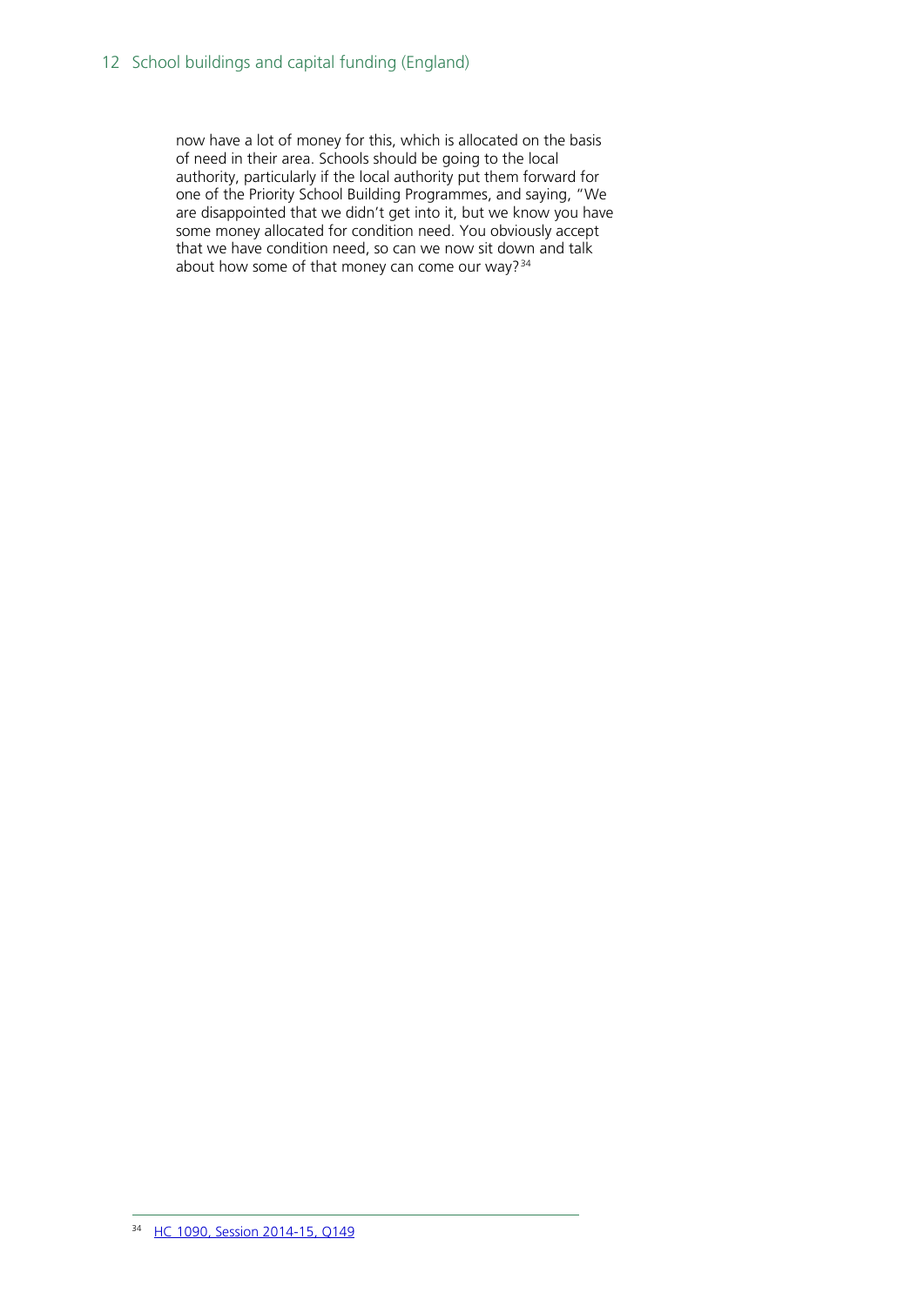now have a lot of money for this, which is allocated on the basis of need in their area. Schools should be going to the local authority, particularly if the local authority put them forward for one of the Priority School Building Programmes, and saying, "We are disappointed that we didn't get into it, but we know you have some money allocated for condition need. You obviously accept that we have condition need, so can we now sit down and talk about how some of that money can come our way?[34]

---

[34] HC 1090, Session 2014-15, Q149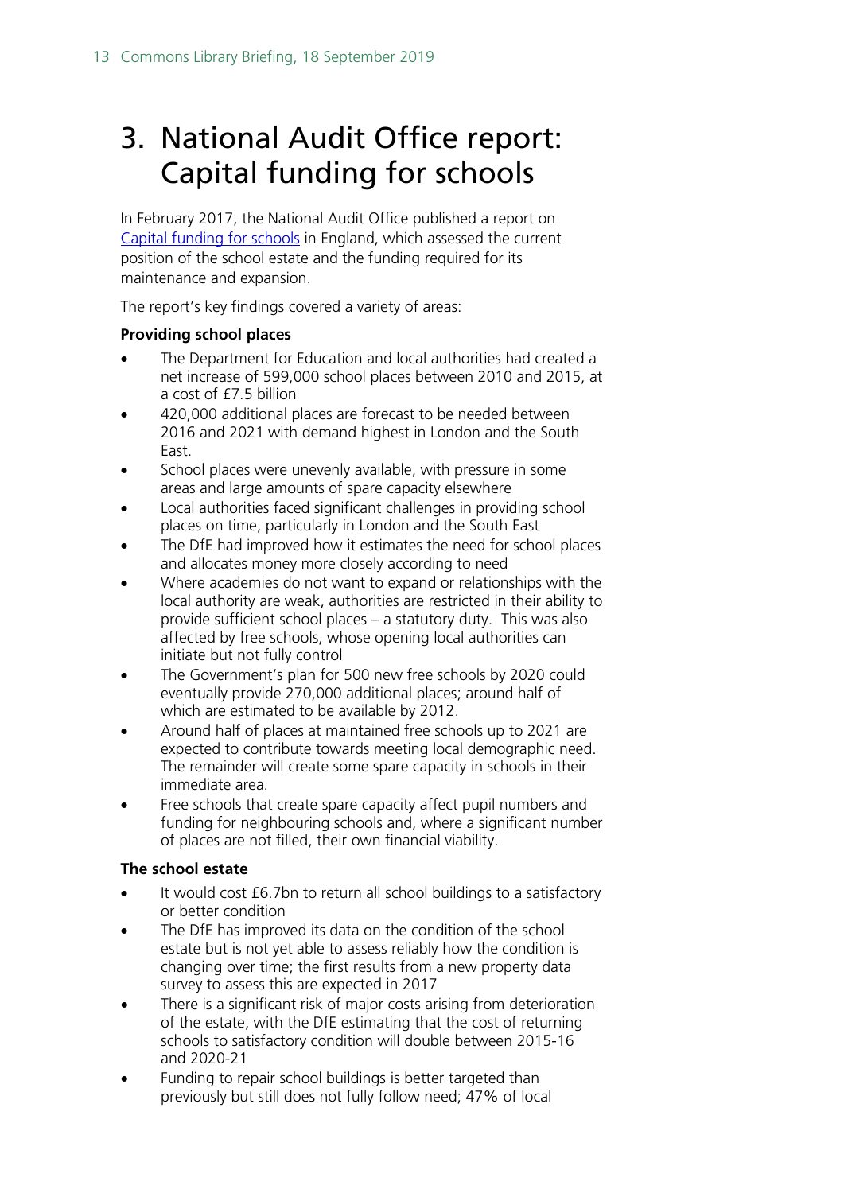# 3. National Audit Office report: Capital funding for schools

In February 2017, the National Audit Office published a report on [Capital funding for schools](#) in England, which assessed the current position of the school estate and the funding required for its maintenance and expansion.

The report's key findings covered a variety of areas:

**Providing school places**

- The Department for Education and local authorities had created a net increase of 599,000 school places between 2010 and 2015, at a cost of £7.5 billion
- 420,000 additional places are forecast to be needed between 2016 and 2021 with demand highest in London and the South East.
- School places were unevenly available, with pressure in some areas and large amounts of spare capacity elsewhere
- Local authorities faced significant challenges in providing school places on time, particularly in London and the South East
- The DfE had improved how it estimates the need for school places and allocates money more closely according to need
- Where academies do not want to expand or relationships with the local authority are weak, authorities are restricted in their ability to provide sufficient school places – a statutory duty. This was also affected by free schools, whose opening local authorities can initiate but not fully control
- The Government's plan for 500 new free schools by 2020 could eventually provide 270,000 additional places; around half of which are estimated to be available by 2012.
- Around half of places at maintained free schools up to 2021 are expected to contribute towards meeting local demographic need. The remainder will create some spare capacity in schools in their immediate area.
- Free schools that create spare capacity affect pupil numbers and funding for neighbouring schools and, where a significant number of places are not filled, their own financial viability.

**The school estate**

- It would cost £6.7bn to return all school buildings to a satisfactory or better condition
- The DfE has improved its data on the condition of the school estate but is not yet able to assess reliably how the condition is changing over time; the first results from a new property data survey to assess this are expected in 2017
- There is a significant risk of major costs arising from deterioration of the estate, with the DfE estimating that the cost of returning schools to satisfactory condition will double between 2015-16 and 2020-21
- Funding to repair school buildings is better targeted than previously but still does not fully follow need; 47% of local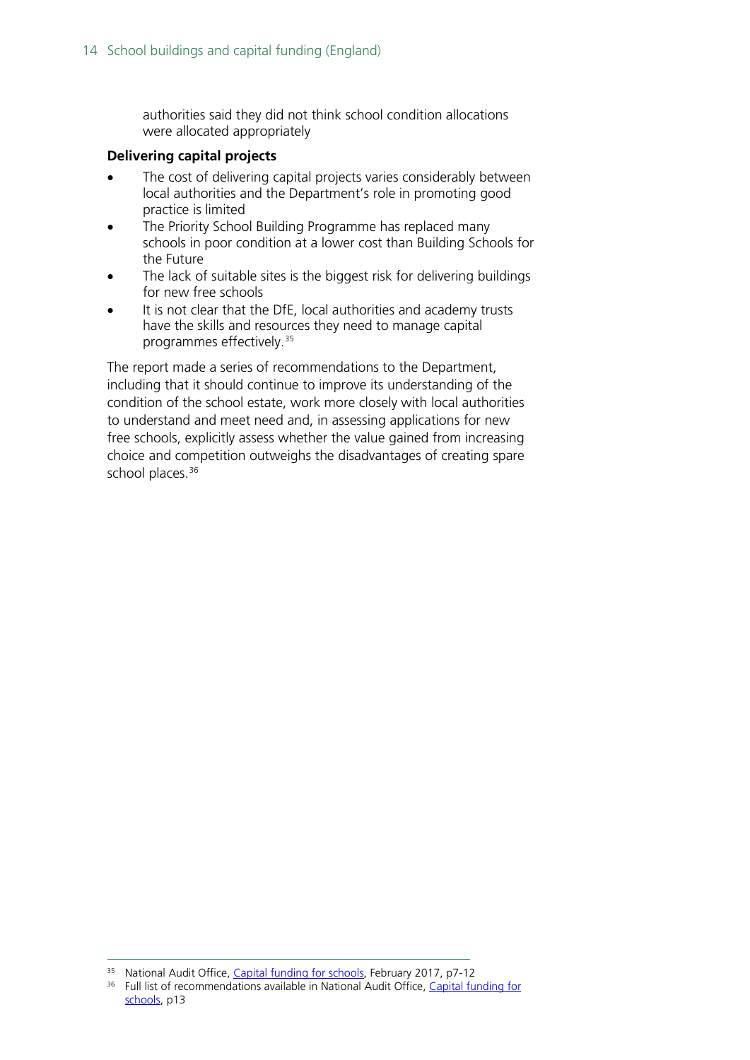authorities said they did not think school condition allocations were allocated appropriately

**Delivering capital projects**

- The cost of delivering capital projects varies considerably between local authorities and the Department's role in promoting good practice is limited
- The Priority School Building Programme has replaced many schools in poor condition at a lower cost than Building Schools for the Future
- The lack of suitable sites is the biggest risk for delivering buildings for new free schools
- It is not clear that the DfE, local authorities and academy trusts have the skills and resources they need to manage capital programmes effectively.[35]

The report made a series of recommendations to the Department, including that it should continue to improve its understanding of the condition of the school estate, work more closely with local authorities to understand and meet need and, in assessing applications for new free schools, explicitly assess whether the value gained from increasing choice and competition outweighs the disadvantages of creating spare school places.[36]

---

[35] National Audit Office, Capital funding for schools, February 2017, p7-12

[36] Full list of recommendations available in National Audit Office, Capital funding for schools, p13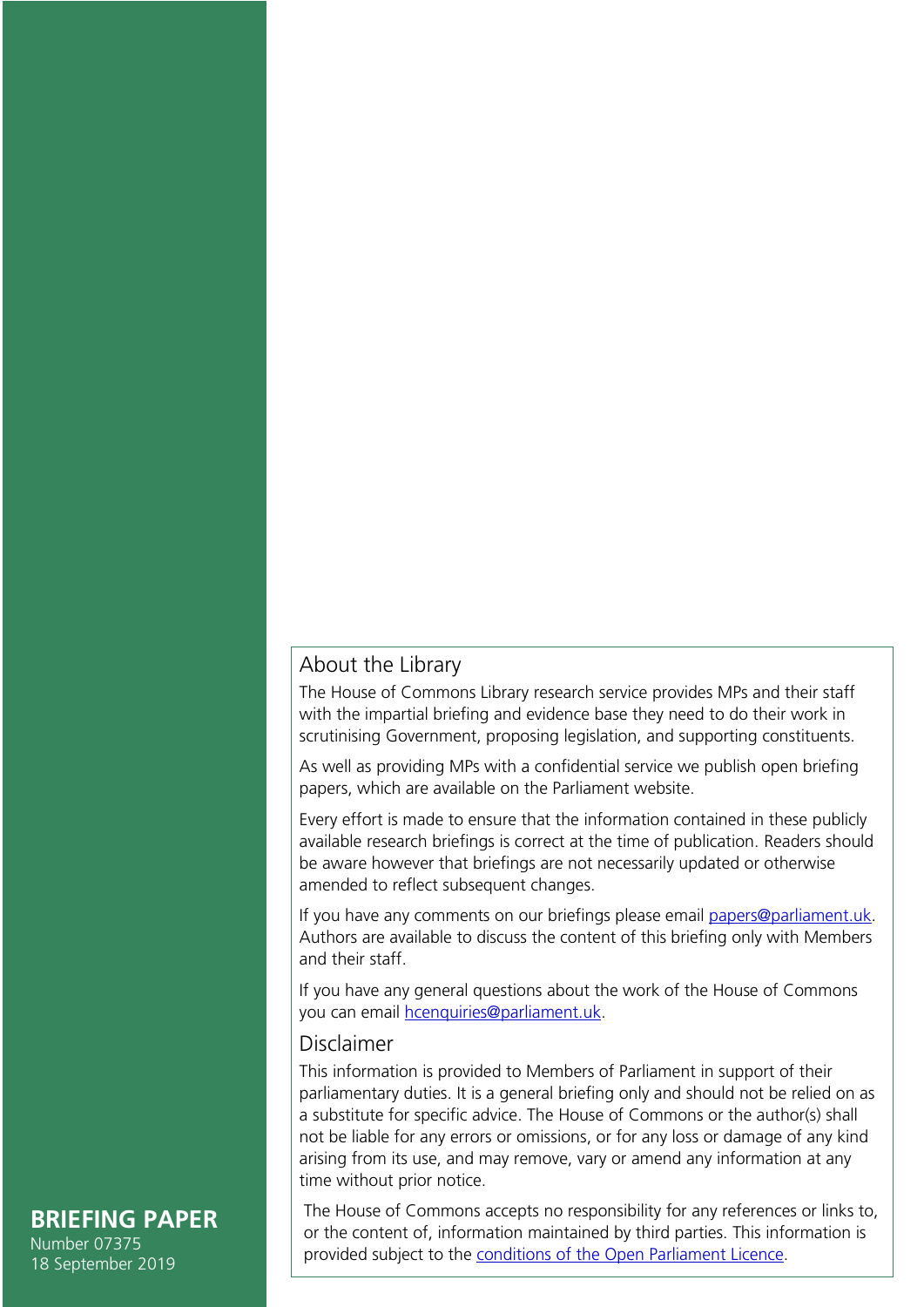## About the Library

The House of Commons Library research service provides MPs and their staff with the impartial briefing and evidence base they need to do their work in scrutinising Government, proposing legislation, and supporting constituents.

As well as providing MPs with a confidential service we publish open briefing papers, which are available on the Parliament website.

Every effort is made to ensure that the information contained in these publicly available research briefings is correct at the time of publication. Readers should be aware however that briefings are not necessarily updated or otherwise amended to reflect subsequent changes.

If you have any comments on our briefings please email papers@parliament.uk. Authors are available to discuss the content of this briefing only with Members and their staff.

If you have any general questions about the work of the House of Commons you can email hcenquiries@parliament.uk.

## Disclaimer

This information is provided to Members of Parliament in support of their parliamentary duties. It is a general briefing only and should not be relied on as a substitute for specific advice. The House of Commons or the author(s) shall not be liable for any errors or omissions, or for any loss or damage of any kind arising from its use, and may remove, vary or amend any information at any time without prior notice.

The House of Commons accepts no responsibility for any references or links to, or the content of, information maintained by third parties. This information is provided subject to the conditions of the Open Parliament Licence.

**BRIEFING PAPER**
Number 07375
18 September 2019